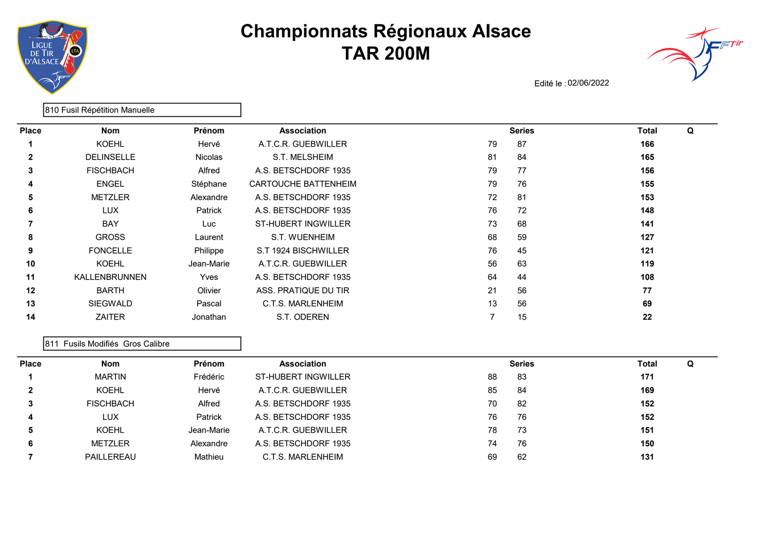# Championnats Régionaux Alsace
# TAR 200M

Edité le : 02/06/2022

## 810 Fusil Répétition Manuelle

| Place | Nom | Prénom | Association | Series | | Total | Q |
|---|---|---|---|---|---|---|---|
| 1 | KOEHL | Hervé | A.T.C.R. GUEBWILLER | 79 | 87 | **166** | |
| 2 | DELINSELLE | Nicolas | S.T. MELSHEIM | 81 | 84 | **165** | |
| 3 | FISCHBACH | Alfred | A.S. BETSCHDORF 1935 | 79 | 77 | **156** | |
| 4 | ENGEL | Stéphane | CARTOUCHE BATTENHEIM | 79 | 76 | **155** | |
| 5 | METZLER | Alexandre | A.S. BETSCHDORF 1935 | 72 | 81 | **153** | |
| 6 | LUX | Patrick | A.S. BETSCHDORF 1935 | 76 | 72 | **148** | |
| 7 | BAY | Luc | ST-HUBERT INGWILLER | 73 | 68 | **141** | |
| 8 | GROSS | Laurent | S.T. WUENHEIM | 68 | 59 | **127** | |
| 9 | FONCELLE | Philippe | S.T 1924 BISCHWILLER | 76 | 45 | **121** | |
| 10 | KOEHL | Jean-Marie | A.T.C.R. GUEBWILLER | 56 | 63 | **119** | |
| 11 | KALLENBRUNNEN | Yves | A.S. BETSCHDORF 1935 | 64 | 44 | **108** | |
| 12 | BARTH | Olivier | ASS. PRATIQUE DU TIR | 21 | 56 | **77** | |
| 13 | SIEGWALD | Pascal | C.T.S. MARLENHEIM | 13 | 56 | **69** | |
| 14 | ZAITER | Jonathan | S.T. ODEREN | 7 | 15 | **22** | |

## 811 Fusils Modifiés Gros Calibre

| Place | Nom | Prénom | Association | Series | | Total | Q |
|---|---|---|---|---|---|---|---|
| 1 | MARTIN | Frédéric | ST-HUBERT INGWILLER | 88 | 83 | **171** | |
| 2 | KOEHL | Hervé | A.T.C.R. GUEBWILLER | 85 | 84 | **169** | |
| 3 | FISCHBACH | Alfred | A.S. BETSCHDORF 1935 | 70 | 82 | **152** | |
| 4 | LUX | Patrick | A.S. BETSCHDORF 1935 | 76 | 76 | **152** | |
| 5 | KOEHL | Jean-Marie | A.T.C.R. GUEBWILLER | 78 | 73 | **151** | |
| 6 | METZLER | Alexandre | A.S. BETSCHDORF 1935 | 74 | 76 | **150** | |
| 7 | PAILLEREAU | Mathieu | C.T.S. MARLENHEIM | 69 | 62 | **131** | |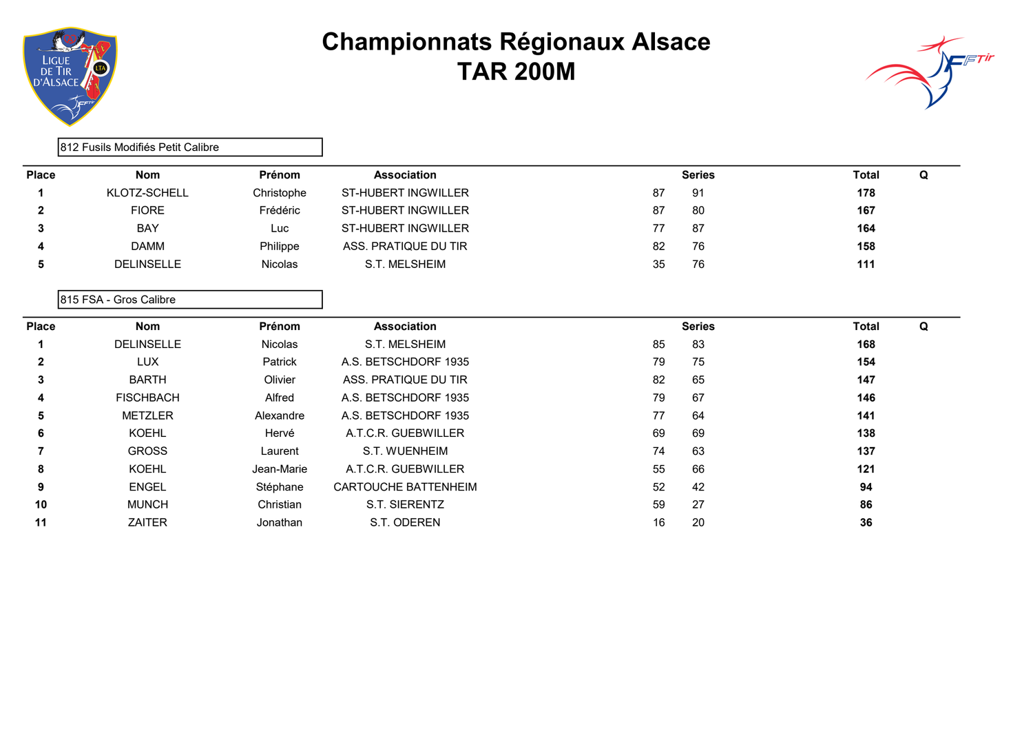# Championnats Régionaux Alsace
# TAR 200M

## 812 Fusils Modifiés Petit Calibre

| Place | Nom | Prénom | Association | Series | | Total | Q |
|---|---|---|---|---|---|---|---|
| **1** | KLOTZ-SCHELL | Christophe | ST-HUBERT INGWILLER | 87 | 91 | **178** | |
| **2** | FIORE | Frédéric | ST-HUBERT INGWILLER | 87 | 80 | **167** | |
| **3** | BAY | Luc | ST-HUBERT INGWILLER | 77 | 87 | **164** | |
| **4** | DAMM | Philippe | ASS. PRATIQUE DU TIR | 82 | 76 | **158** | |
| **5** | DELINSELLE | Nicolas | S.T. MELSHEIM | 35 | 76 | **111** | |

## 815 FSA - Gros Calibre

| Place | Nom | Prénom | Association | Series | | Total | Q |
|---|---|---|---|---|---|---|---|
| **1** | DELINSELLE | Nicolas | S.T. MELSHEIM | 85 | 83 | **168** | |
| **2** | LUX | Patrick | A.S. BETSCHDORF 1935 | 79 | 75 | **154** | |
| **3** | BARTH | Olivier | ASS. PRATIQUE DU TIR | 82 | 65 | **147** | |
| **4** | FISCHBACH | Alfred | A.S. BETSCHDORF 1935 | 79 | 67 | **146** | |
| **5** | METZLER | Alexandre | A.S. BETSCHDORF 1935 | 77 | 64 | **141** | |
| **6** | KOEHL | Hervé | A.T.C.R. GUEBWILLER | 69 | 69 | **138** | |
| **7** | GROSS | Laurent | S.T. WUENHEIM | 74 | 63 | **137** | |
| **8** | KOEHL | Jean-Marie | A.T.C.R. GUEBWILLER | 55 | 66 | **121** | |
| **9** | ENGEL | Stéphane | CARTOUCHE BATTENHEIM | 52 | 42 | **94** | |
| **10** | MUNCH | Christian | S.T. SIERENTZ | 59 | 27 | **86** | |
| **11** | ZAITER | Jonathan | S.T. ODEREN | 16 | 20 | **36** | |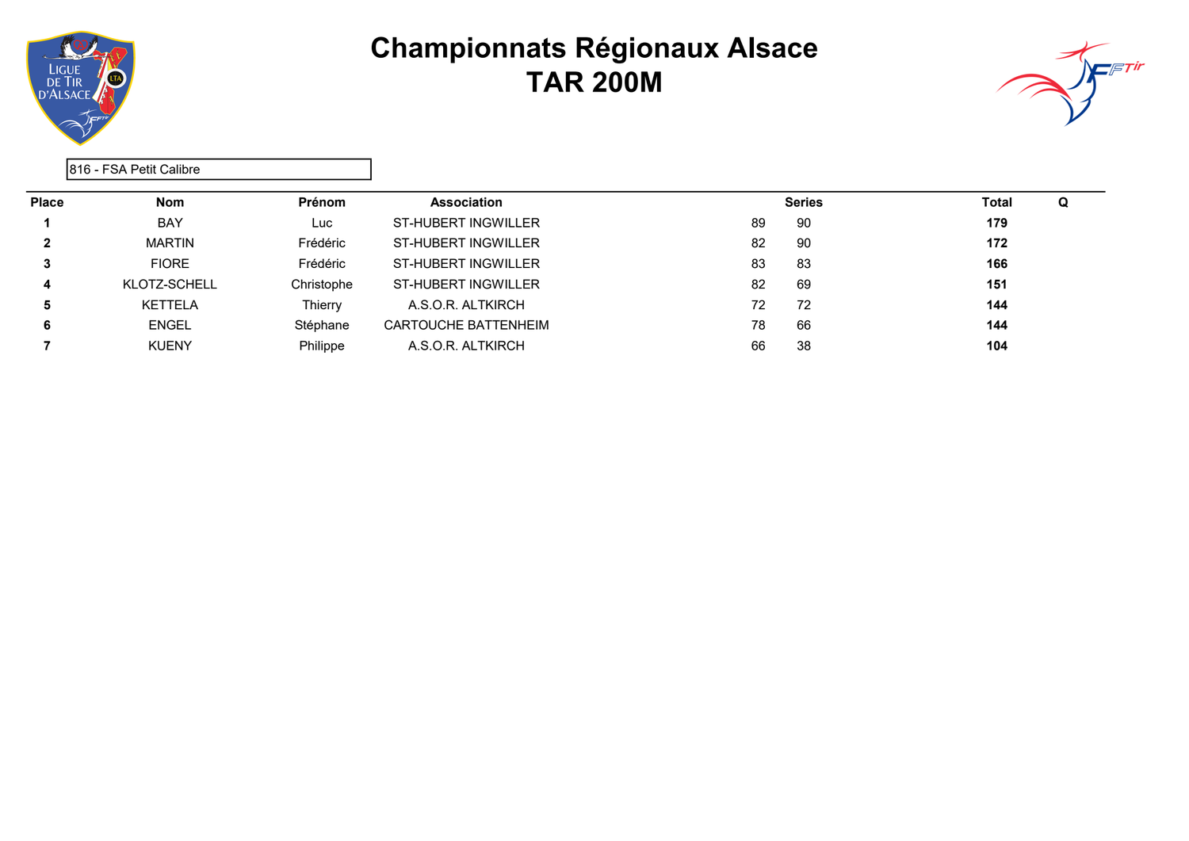# Championnats Régionaux Alsace
# TAR 200M

816 - FSA Petit Calibre

| Place | Nom | Prénom | Association | Series | | Total | Q |
|---|---|---|---|---|---|---|---|
| **1** | BAY | Luc | ST-HUBERT INGWILLER | 89 | 90 | **179** | |
| **2** | MARTIN | Frédéric | ST-HUBERT INGWILLER | 82 | 90 | **172** | |
| **3** | FIORE | Frédéric | ST-HUBERT INGWILLER | 83 | 83 | **166** | |
| **4** | KLOTZ-SCHELL | Christophe | ST-HUBERT INGWILLER | 82 | 69 | **151** | |
| **5** | KETTELA | Thierry | A.S.O.R. ALTKIRCH | 72 | 72 | **144** | |
| **6** | ENGEL | Stéphane | CARTOUCHE BATTENHEIM | 78 | 66 | **144** | |
| **7** | KUENY | Philippe | A.S.O.R. ALTKIRCH | 66 | 38 | **104** | |